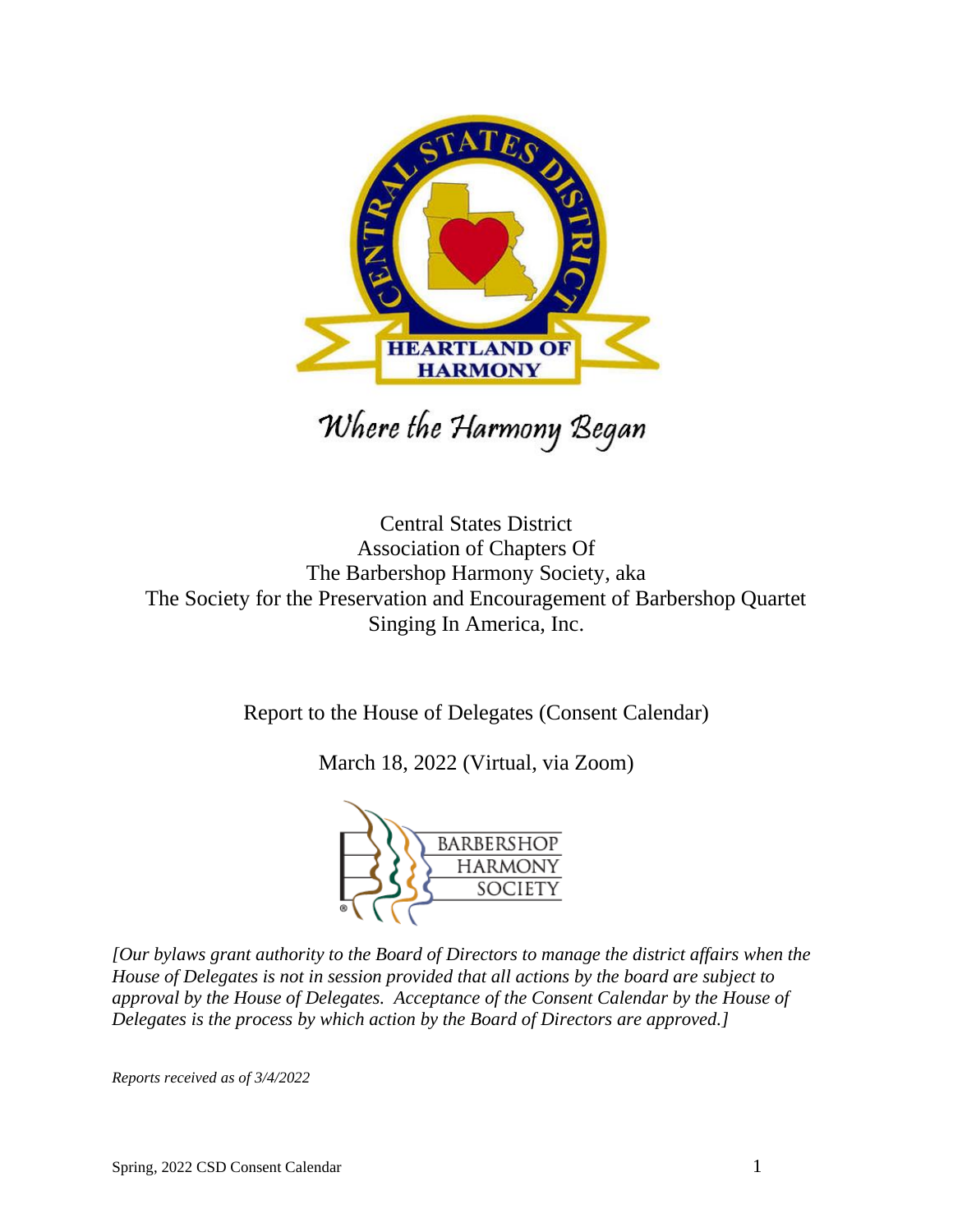Where the Harmony Began

Central States District
Association of Chapters Of
The Barbershop Harmony Society, aka
The Society for the Preservation and Encouragement of Barbershop Quartet Singing In America, Inc.

Report to the House of Delegates (Consent Calendar)

March 18, 2022 (Virtual, via Zoom)

*[Our bylaws grant authority to the Board of Directors to manage the district affairs when the House of Delegates is not in session provided that all actions by the board are subject to approval by the House of Delegates. Acceptance of the Consent Calendar by the House of Delegates is the process by which action by the Board of Directors are approved.]*

*Reports received as of 3/4/2022*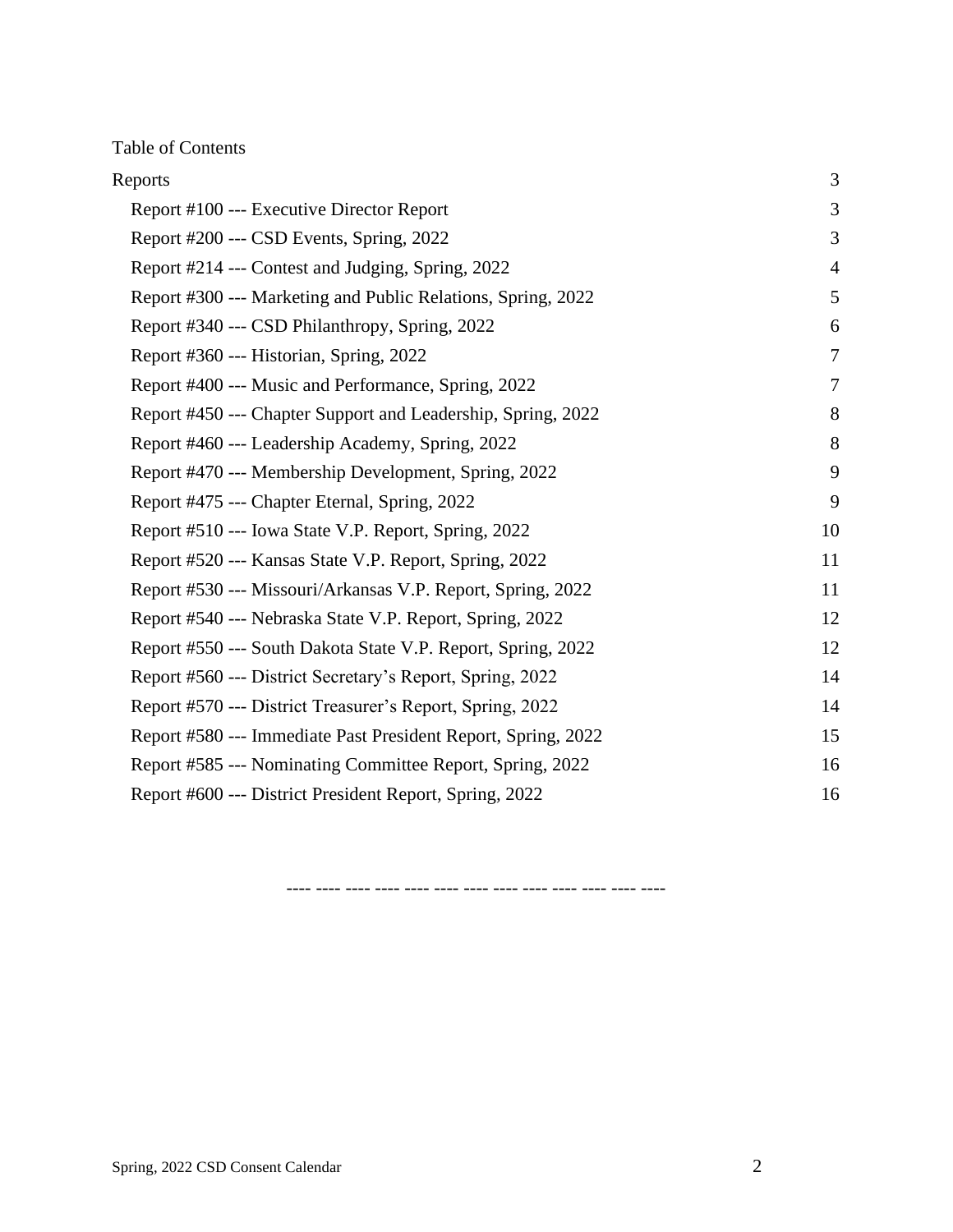Table of Contents

| | |
|---|---|
| Reports | 3 |
| Report #100 --- Executive Director Report | 3 |
| Report #200 --- CSD Events, Spring, 2022 | 3 |
| Report #214 --- Contest and Judging, Spring, 2022 | 4 |
| Report #300 --- Marketing and Public Relations, Spring, 2022 | 5 |
| Report #340 --- CSD Philanthropy, Spring, 2022 | 6 |
| Report #360 --- Historian, Spring, 2022 | 7 |
| Report #400 --- Music and Performance, Spring, 2022 | 7 |
| Report #450 --- Chapter Support and Leadership, Spring, 2022 | 8 |
| Report #460 --- Leadership Academy, Spring, 2022 | 8 |
| Report #470 --- Membership Development, Spring, 2022 | 9 |
| Report #475 --- Chapter Eternal, Spring, 2022 | 9 |
| Report #510 --- Iowa State V.P. Report, Spring, 2022 | 10 |
| Report #520 --- Kansas State V.P. Report, Spring, 2022 | 11 |
| Report #530 --- Missouri/Arkansas V.P. Report, Spring, 2022 | 11 |
| Report #540 --- Nebraska State V.P. Report, Spring, 2022 | 12 |
| Report #550 --- South Dakota State V.P. Report, Spring, 2022 | 12 |
| Report #560 --- District Secretary's Report, Spring, 2022 | 14 |
| Report #570 --- District Treasurer's Report, Spring, 2022 | 14 |
| Report #580 --- Immediate Past President Report, Spring, 2022 | 15 |
| Report #585 --- Nominating Committee Report, Spring, 2022 | 16 |
| Report #600 --- District President Report, Spring, 2022 | 16 |

---- ---- ---- ---- ---- ---- ---- ---- ---- ---- ---- ---- ----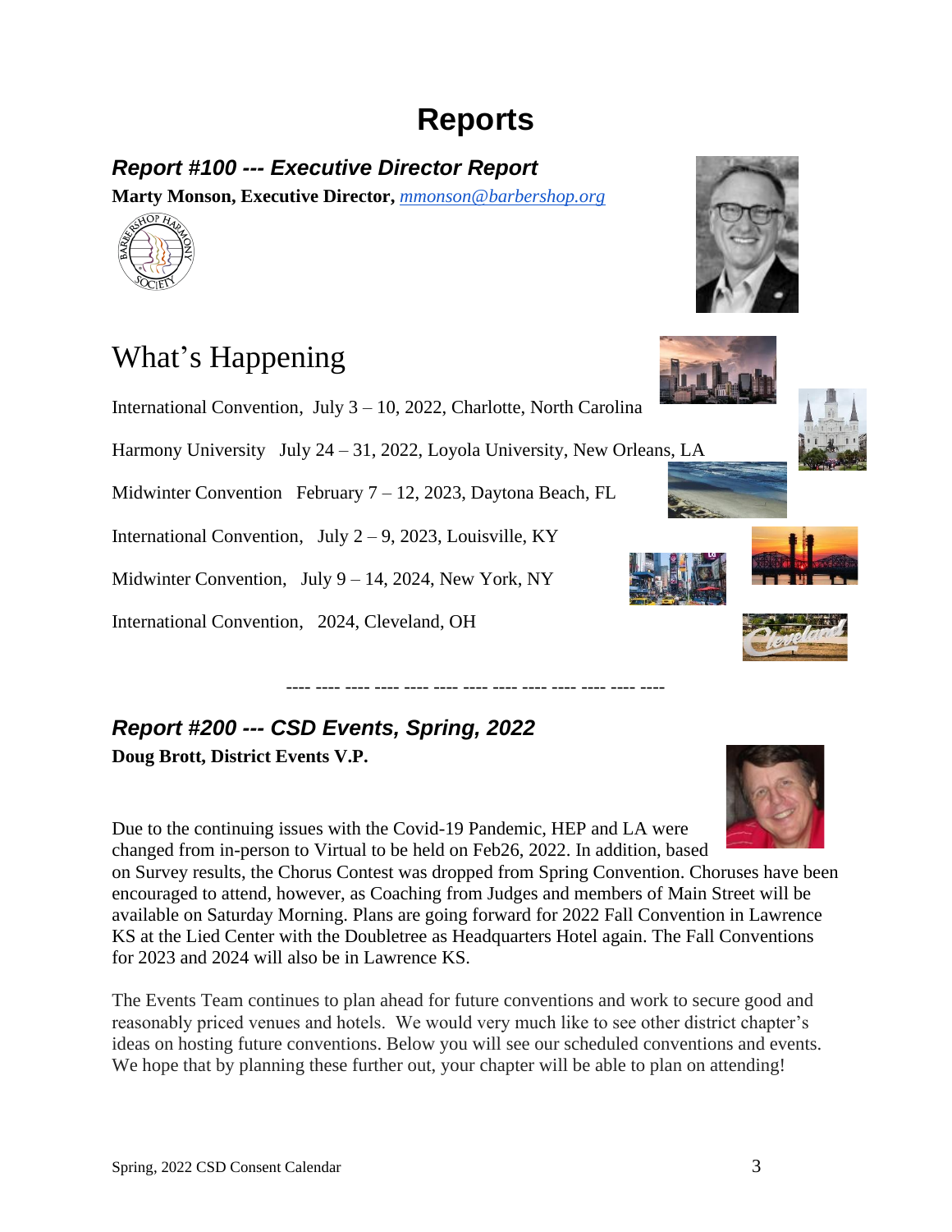# Reports

## *Report #100 --- Executive Director Report*

**Marty Monson, Executive Director,** *mmonson@barbershop.org*

## What's Happening

International Convention, July 3 – 10, 2022, Charlotte, North Carolina

Harmony University July 24 – 31, 2022, Loyola University, New Orleans, LA

Midwinter Convention February 7 – 12, 2023, Daytona Beach, FL

International Convention, July 2 – 9, 2023, Louisville, KY

Midwinter Convention, July 9 – 14, 2024, New York, NY

International Convention, 2024, Cleveland, OH

---- ---- ---- ---- ---- ---- ---- ---- ---- ---- ---- ---- ----

## *Report #200 --- CSD Events, Spring, 2022*

**Doug Brott, District Events V.P.**

Due to the continuing issues with the Covid-19 Pandemic, HEP and LA were changed from in-person to Virtual to be held on Feb26, 2022. In addition, based on Survey results, the Chorus Contest was dropped from Spring Convention. Choruses have been encouraged to attend, however, as Coaching from Judges and members of Main Street will be available on Saturday Morning. Plans are going forward for 2022 Fall Convention in Lawrence KS at the Lied Center with the Doubletree as Headquarters Hotel again. The Fall Conventions for 2023 and 2024 will also be in Lawrence KS.

The Events Team continues to plan ahead for future conventions and work to secure good and reasonably priced venues and hotels. We would very much like to see other district chapter's ideas on hosting future conventions. Below you will see our scheduled conventions and events. We hope that by planning these further out, your chapter will be able to plan on attending!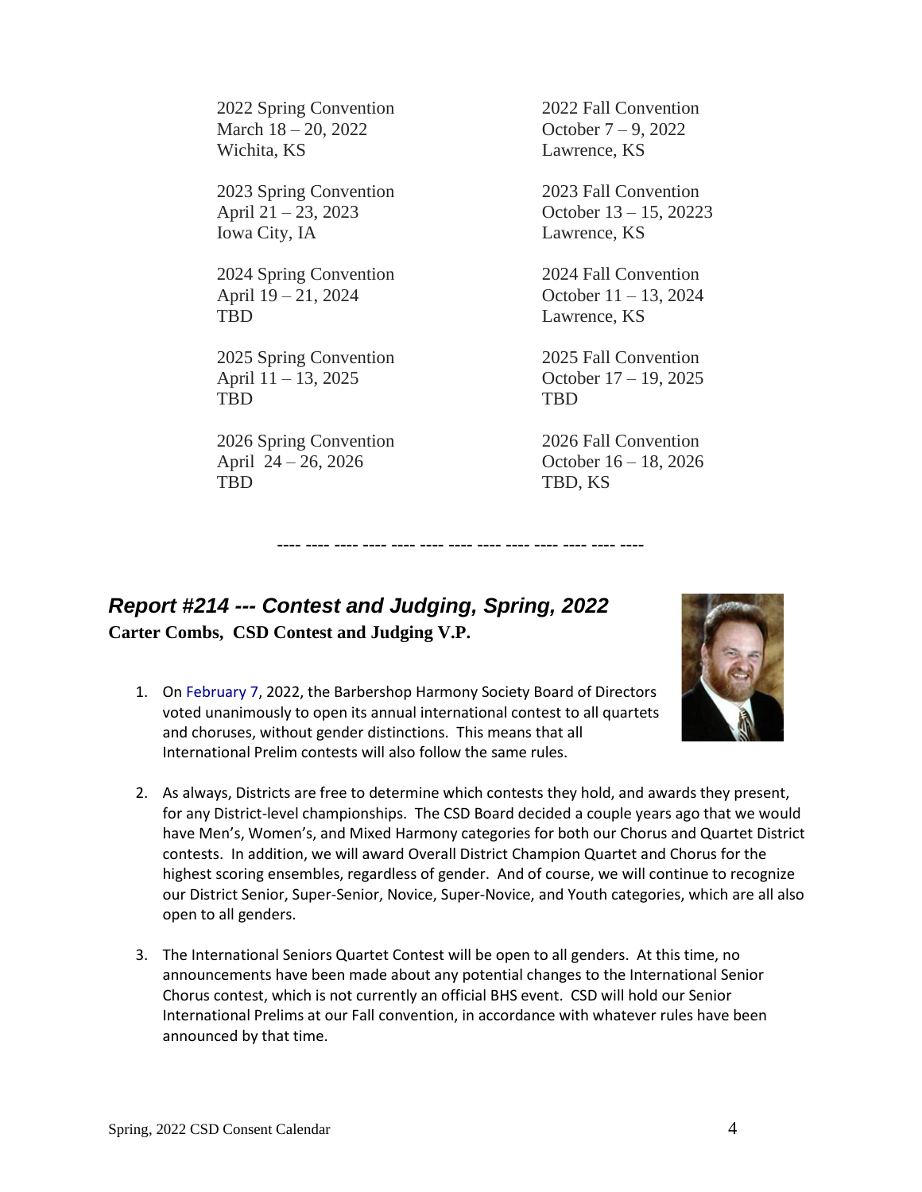2022 Spring Convention
March 18 – 20, 2022
Wichita, KS

2022 Fall Convention
October 7 – 9, 2022
Lawrence, KS

2023 Spring Convention
April 21 – 23, 2023
Iowa City, IA

2023 Fall Convention
October 13 – 15, 20223
Lawrence, KS

2024 Spring Convention
April 19 – 21, 2024
TBD

2024 Fall Convention
October 11 – 13, 2024
Lawrence, KS

2025 Spring Convention
April 11 – 13, 2025
TBD

2025 Fall Convention
October 17 – 19, 2025
TBD

2026 Spring Convention
April 24 – 26, 2026
TBD

2026 Fall Convention
October 16 – 18, 2026
TBD, KS

---- ---- ---- ---- ---- ---- ---- ---- ---- ---- ---- ---- ----

## *Report #214 --- Contest and Judging, Spring, 2022*

**Carter Combs, CSD Contest and Judging V.P.**

1. On February 7, 2022, the Barbershop Harmony Society Board of Directors voted unanimously to open its annual international contest to all quartets and choruses, without gender distinctions. This means that all International Prelim contests will also follow the same rules.

2. As always, Districts are free to determine which contests they hold, and awards they present, for any District-level championships. The CSD Board decided a couple years ago that we would have Men's, Women's, and Mixed Harmony categories for both our Chorus and Quartet District contests. In addition, we will award Overall District Champion Quartet and Chorus for the highest scoring ensembles, regardless of gender. And of course, we will continue to recognize our District Senior, Super-Senior, Novice, Super-Novice, and Youth categories, which are all also open to all genders.

3. The International Seniors Quartet Contest will be open to all genders. At this time, no announcements have been made about any potential changes to the International Senior Chorus contest, which is not currently an official BHS event. CSD will hold our Senior International Prelims at our Fall convention, in accordance with whatever rules have been announced by that time.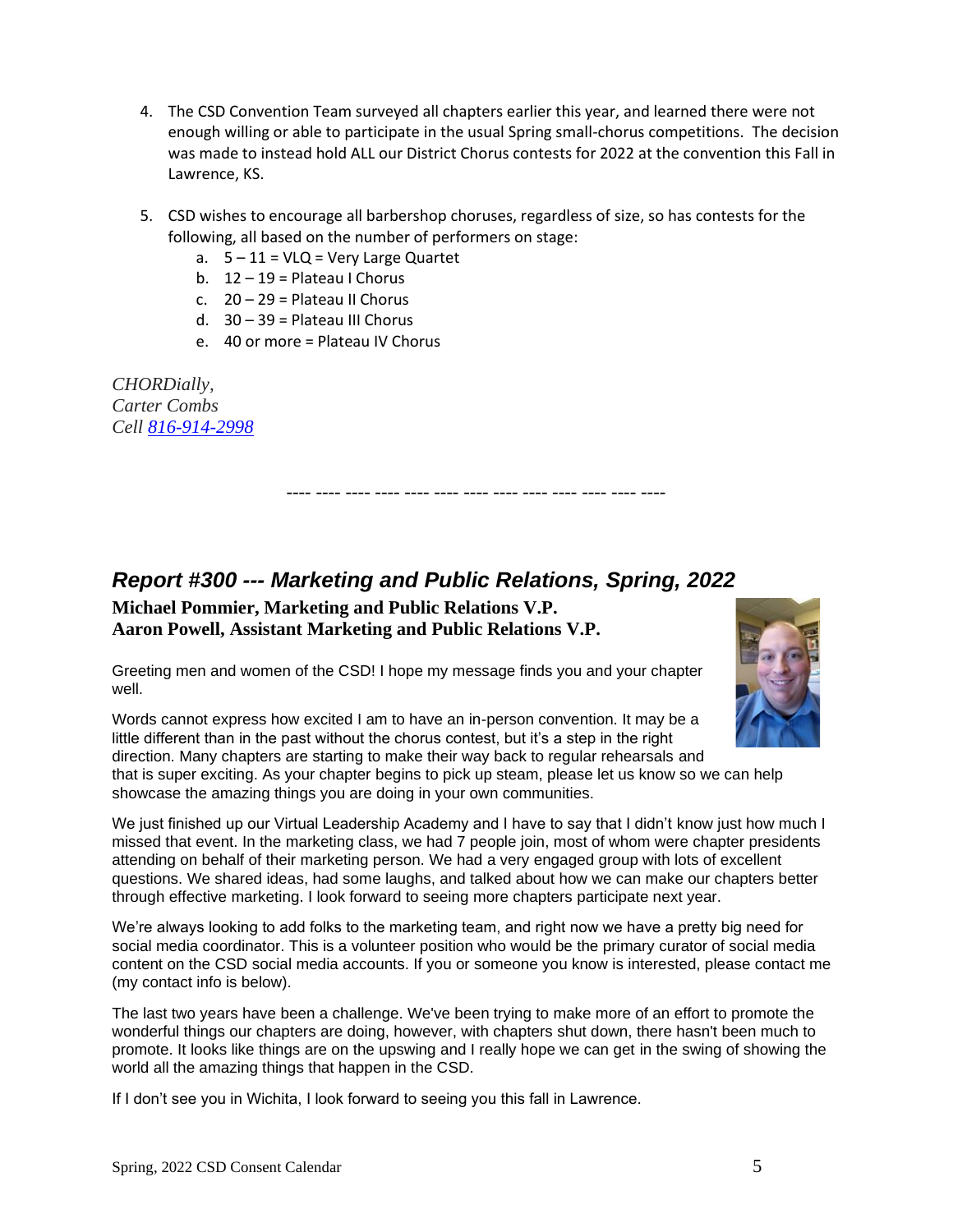4. The CSD Convention Team surveyed all chapters earlier this year, and learned there were not enough willing or able to participate in the usual Spring small-chorus competitions. The decision was made to instead hold ALL our District Chorus contests for 2022 at the convention this Fall in Lawrence, KS.

5. CSD wishes to encourage all barbershop choruses, regardless of size, so has contests for the following, all based on the number of performers on stage:
   a. 5 – 11 = VLQ = Very Large Quartet
   b. 12 – 19 = Plateau I Chorus
   c. 20 – 29 = Plateau II Chorus
   d. 30 – 39 = Plateau III Chorus
   e. 40 or more = Plateau IV Chorus

*CHORDially,*
*Carter Combs*
*Cell [816-914-2998]*

---- ---- ---- ---- ---- ---- ---- ---- ---- ---- ---- ---- ----

## *Report #300 --- Marketing and Public Relations, Spring, 2022*

**Michael Pommier, Marketing and Public Relations V.P.**
**Aaron Powell, Assistant Marketing and Public Relations V.P.**

Greeting men and women of the CSD! I hope my message finds you and your chapter well.

Words cannot express how excited I am to have an in-person convention. It may be a little different than in the past without the chorus contest, but it's a step in the right direction. Many chapters are starting to make their way back to regular rehearsals and that is super exciting. As your chapter begins to pick up steam, please let us know so we can help showcase the amazing things you are doing in your own communities.

We just finished up our Virtual Leadership Academy and I have to say that I didn't know just how much I missed that event. In the marketing class, we had 7 people join, most of whom were chapter presidents attending on behalf of their marketing person. We had a very engaged group with lots of excellent questions. We shared ideas, had some laughs, and talked about how we can make our chapters better through effective marketing. I look forward to seeing more chapters participate next year.

We're always looking to add folks to the marketing team, and right now we have a pretty big need for social media coordinator. This is a volunteer position who would be the primary curator of social media content on the CSD social media accounts. If you or someone you know is interested, please contact me (my contact info is below).

The last two years have been a challenge. We've been trying to make more of an effort to promote the wonderful things our chapters are doing, however, with chapters shut down, there hasn't been much to promote. It looks like things are on the upswing and I really hope we can get in the swing of showing the world all the amazing things that happen in the CSD.

If I don't see you in Wichita, I look forward to seeing you this fall in Lawrence.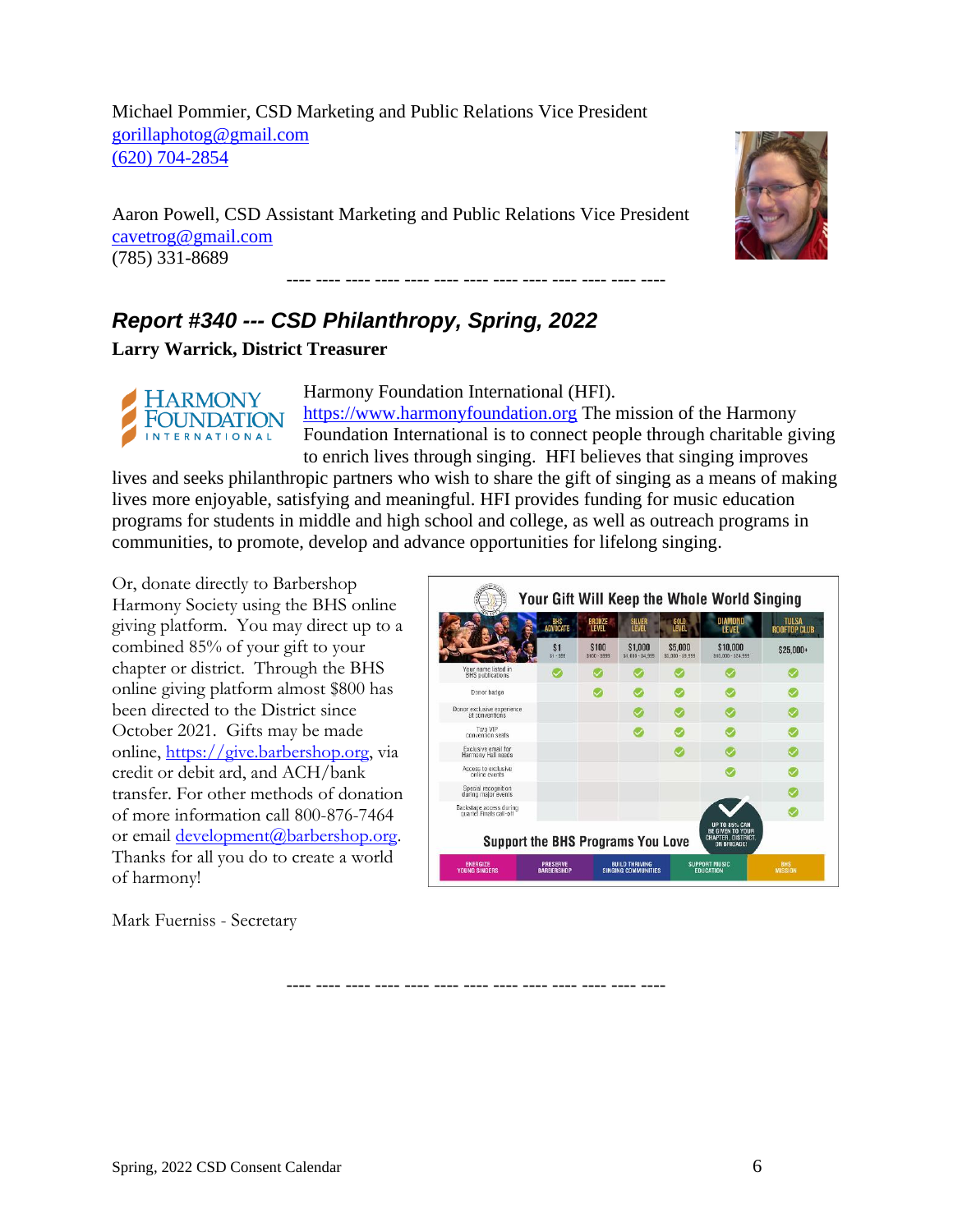Michael Pommier, CSD Marketing and Public Relations Vice President
gorillaphotog@gmail.com
(620) 704-2854

Aaron Powell, CSD Assistant Marketing and Public Relations Vice President
cavetrog@gmail.com
(785) 331-8689

---- ---- ---- ---- ---- ---- ---- ---- ---- ---- ---- ---- ----

## *Report #340 --- CSD Philanthropy, Spring, 2022*

**Larry Warrick, District Treasurer**

Harmony Foundation International (HFI). https://www.harmonyfoundation.org The mission of the Harmony Foundation International is to connect people through charitable giving to enrich lives through singing. HFI believes that singing improves lives and seeks philanthropic partners who wish to share the gift of singing as a means of making lives more enjoyable, satisfying and meaningful. HFI provides funding for music education programs for students in middle and high school and college, as well as outreach programs in communities, to promote, develop and advance opportunities for lifelong singing.

Or, donate directly to Barbershop Harmony Society using the BHS online giving platform. You may direct up to a combined 85% of your gift to your chapter or district. Through the BHS online giving platform almost $800 has been directed to the District since October 2021. Gifts may be made online, https://give.barbershop.org, via credit or debit ard, and ACH/bank transfer. For other methods of donation of more information call 800-876-7464 or email development@barbershop.org. Thanks for all you do to create a world of harmony!

Mark Fuerniss - Secretary

---- ---- ---- ---- ---- ---- ---- ---- ---- ---- ---- ---- ----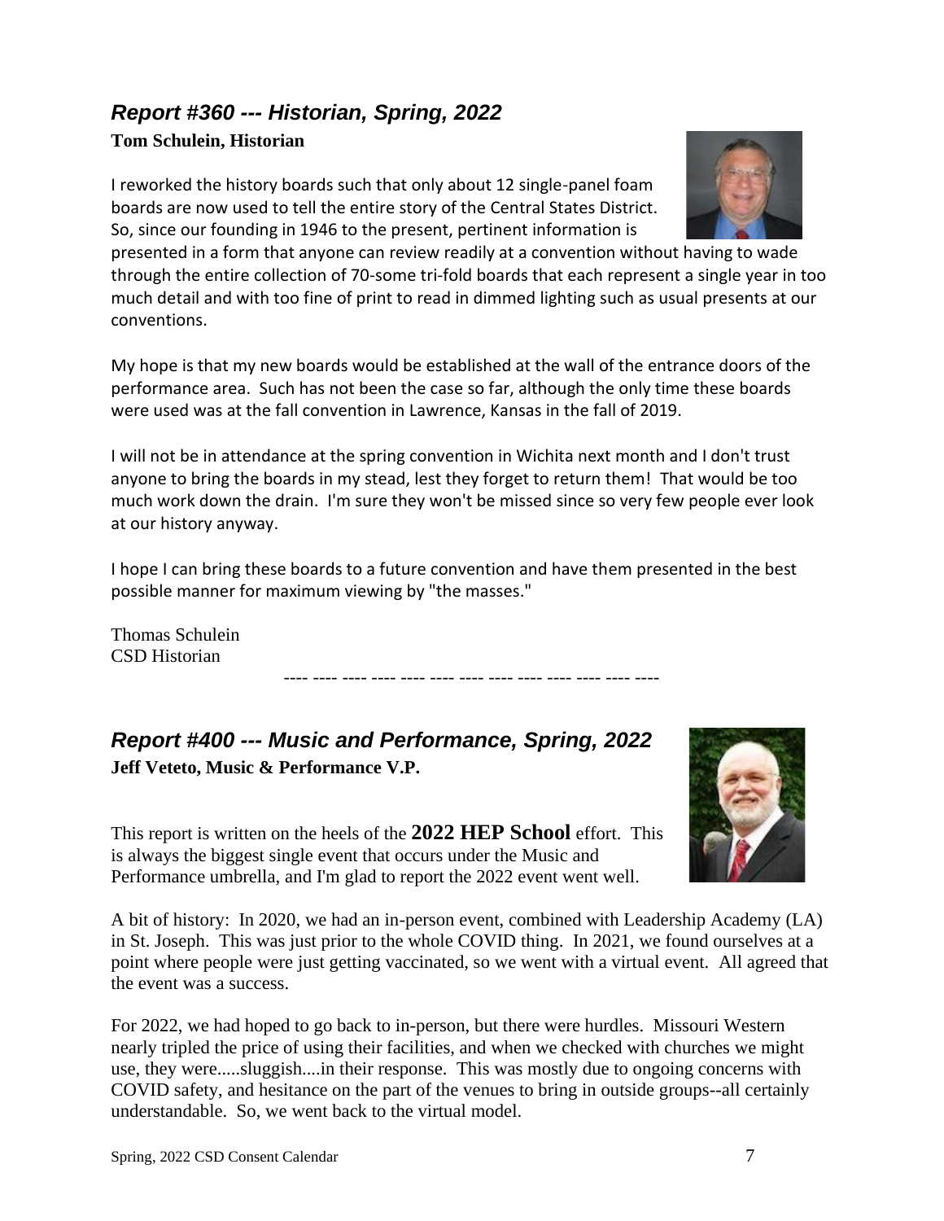## *Report #360 --- Historian, Spring, 2022*

**Tom Schulein, Historian**

I reworked the history boards such that only about 12 single-panel foam boards are now used to tell the entire story of the Central States District. So, since our founding in 1946 to the present, pertinent information is presented in a form that anyone can review readily at a convention without having to wade through the entire collection of 70-some tri-fold boards that each represent a single year in too much detail and with too fine of print to read in dimmed lighting such as usual presents at our conventions.

My hope is that my new boards would be established at the wall of the entrance doors of the performance area. Such has not been the case so far, although the only time these boards were used was at the fall convention in Lawrence, Kansas in the fall of 2019.

I will not be in attendance at the spring convention in Wichita next month and I don't trust anyone to bring the boards in my stead, lest they forget to return them! That would be too much work down the drain. I'm sure they won't be missed since so very few people ever look at our history anyway.

I hope I can bring these boards to a future convention and have them presented in the best possible manner for maximum viewing by "the masses."

Thomas Schulein
CSD Historian

---- ---- ---- ---- ---- ---- ---- ---- ---- ---- ---- ---- ----

## *Report #400 --- Music and Performance, Spring, 2022*

**Jeff Veteto, Music & Performance V.P.**

This report is written on the heels of the **2022 HEP School** effort. This is always the biggest single event that occurs under the Music and Performance umbrella, and I'm glad to report the 2022 event went well.

A bit of history: In 2020, we had an in-person event, combined with Leadership Academy (LA) in St. Joseph. This was just prior to the whole COVID thing. In 2021, we found ourselves at a point where people were just getting vaccinated, so we went with a virtual event. All agreed that the event was a success.

For 2022, we had hoped to go back to in-person, but there were hurdles. Missouri Western nearly tripled the price of using their facilities, and when we checked with churches we might use, they were.....sluggish....in their response. This was mostly due to ongoing concerns with COVID safety, and hesitance on the part of the venues to bring in outside groups--all certainly understandable. So, we went back to the virtual model.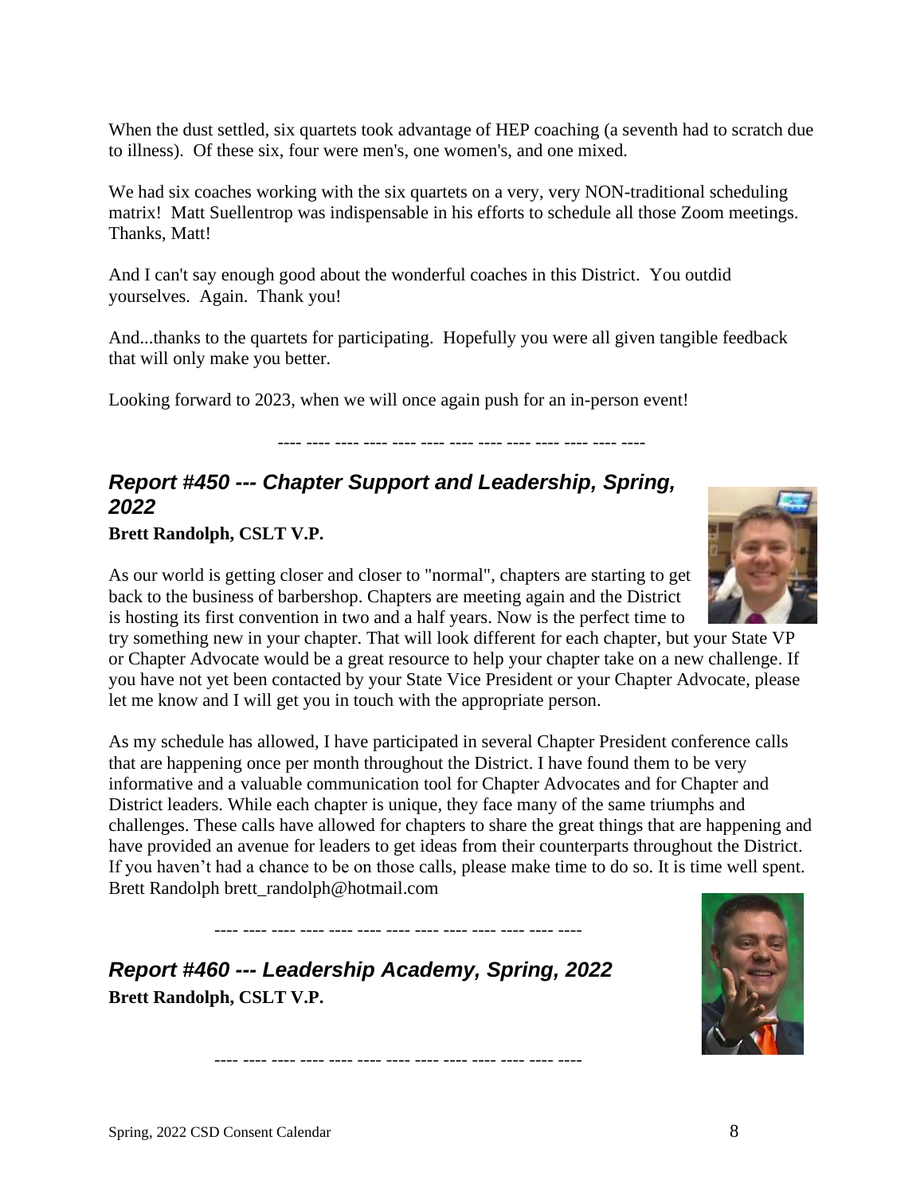When the dust settled, six quartets took advantage of HEP coaching (a seventh had to scratch due to illness). Of these six, four were men's, one women's, and one mixed.

We had six coaches working with the six quartets on a very, very NON-traditional scheduling matrix! Matt Suellentrop was indispensable in his efforts to schedule all those Zoom meetings. Thanks, Matt!

And I can't say enough good about the wonderful coaches in this District. You outdid yourselves. Again. Thank you!

And...thanks to the quartets for participating. Hopefully you were all given tangible feedback that will only make you better.

Looking forward to 2023, when we will once again push for an in-person event!

---- ---- ---- ---- ---- ---- ---- ---- ---- ---- ---- ---- ----

## *Report #450 --- Chapter Support and Leadership, Spring, 2022*

**Brett Randolph, CSLT V.P.**

As our world is getting closer and closer to "normal", chapters are starting to get back to the business of barbershop. Chapters are meeting again and the District is hosting its first convention in two and a half years. Now is the perfect time to try something new in your chapter. That will look different for each chapter, but your State VP or Chapter Advocate would be a great resource to help your chapter take on a new challenge. If you have not yet been contacted by your State Vice President or your Chapter Advocate, please let me know and I will get you in touch with the appropriate person.

As my schedule has allowed, I have participated in several Chapter President conference calls that are happening once per month throughout the District. I have found them to be very informative and a valuable communication tool for Chapter Advocates and for Chapter and District leaders. While each chapter is unique, they face many of the same triumphs and challenges. These calls have allowed for chapters to share the great things that are happening and have provided an avenue for leaders to get ideas from their counterparts throughout the District. If you haven't had a chance to be on those calls, please make time to do so. It is time well spent. Brett Randolph brett_randolph@hotmail.com

---- ---- ---- ---- ---- ---- ---- ---- ---- ---- ---- ---- ----

## *Report #460 --- Leadership Academy, Spring, 2022*

**Brett Randolph, CSLT V.P.**

---- ---- ---- ---- ---- ---- ---- ---- ---- ---- ---- ---- ----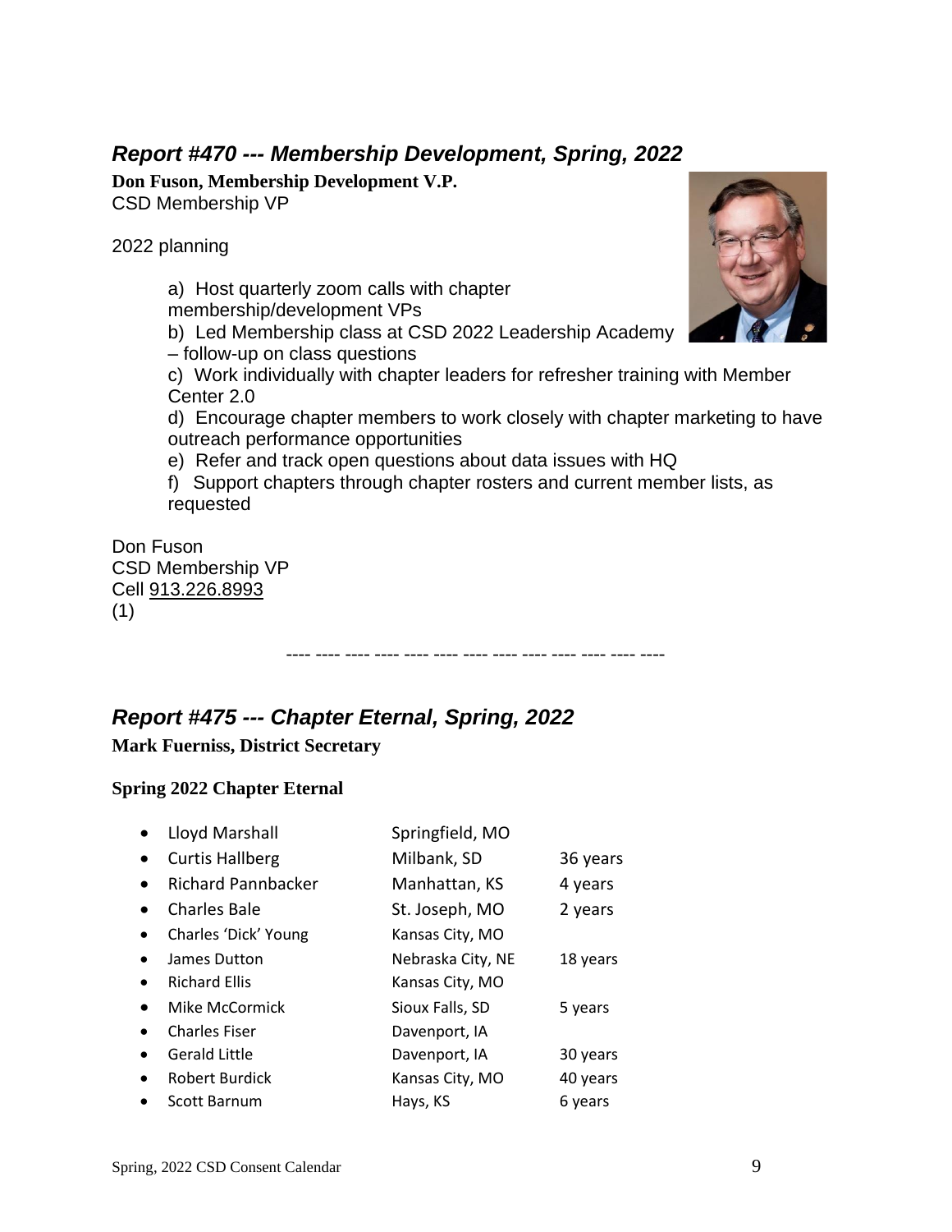## *Report #470 --- Membership Development, Spring, 2022*

**Don Fuson, Membership Development V.P.**
CSD Membership VP

2022 planning

> a) Host quarterly zoom calls with chapter membership/development VPs
> b) Led Membership class at CSD 2022 Leadership Academy – follow-up on class questions
> c) Work individually with chapter leaders for refresher training with Member Center 2.0
> d) Encourage chapter members to work closely with chapter marketing to have outreach performance opportunities
> e) Refer and track open questions about data issues with HQ
> f) Support chapters through chapter rosters and current member lists, as requested

Don Fuson
CSD Membership VP
Cell 913.226.8993
(1)

---- ---- ---- ---- ---- ---- ---- ---- ---- ---- ---- ---- ----

## *Report #475 --- Chapter Eternal, Spring, 2022*

**Mark Fuerniss, District Secretary**

**Spring 2022 Chapter Eternal**

- Lloyd Marshall — Springfield, MO
- Curtis Hallberg — Milbank, SD — 36 years
- Richard Pannbacker — Manhattan, KS — 4 years
- Charles Bale — St. Joseph, MO — 2 years
- Charles 'Dick' Young — Kansas City, MO
- James Dutton — Nebraska City, NE — 18 years
- Richard Ellis — Kansas City, MO
- Mike McCormick — Sioux Falls, SD — 5 years
- Charles Fiser — Davenport, IA
- Gerald Little — Davenport, IA — 30 years
- Robert Burdick — Kansas City, MO — 40 years
- Scott Barnum — Hays, KS — 6 years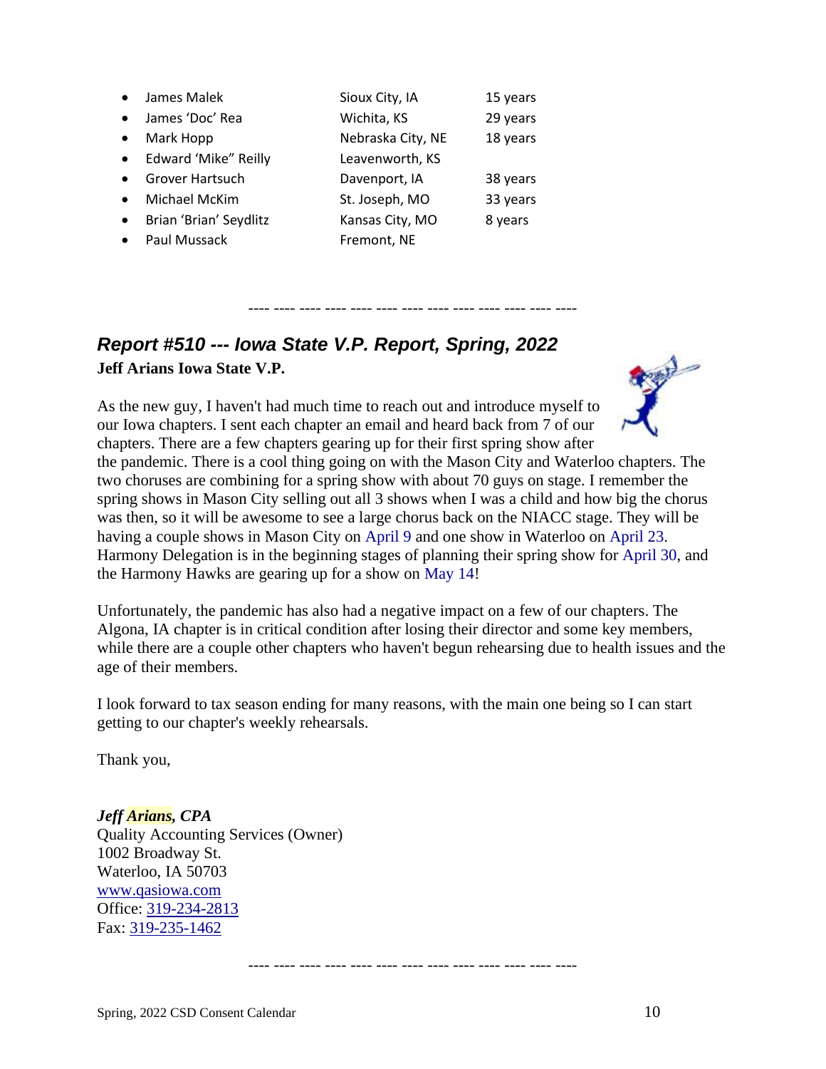- James Malek — Sioux City, IA — 15 years
- James 'Doc' Rea — Wichita, KS — 29 years
- Mark Hopp — Nebraska City, NE — 18 years
- Edward 'Mike" Reilly — Leavenworth, KS
- Grover Hartsuch — Davenport, IA — 38 years
- Michael McKim — St. Joseph, MO — 33 years
- Brian 'Brian' Seydlitz — Kansas City, MO — 8 years
- Paul Mussack — Fremont, NE

---- ---- ---- ---- ---- ---- ---- ---- ---- ---- ---- ---- ----

## *Report #510 --- Iowa State V.P. Report, Spring, 2022*

**Jeff Arians Iowa State V.P.**

As the new guy, I haven't had much time to reach out and introduce myself to our Iowa chapters. I sent each chapter an email and heard back from 7 of our chapters. There are a few chapters gearing up for their first spring show after the pandemic. There is a cool thing going on with the Mason City and Waterloo chapters. The two choruses are combining for a spring show with about 70 guys on stage. I remember the spring shows in Mason City selling out all 3 shows when I was a child and how big the chorus was then, so it will be awesome to see a large chorus back on the NIACC stage. They will be having a couple shows in Mason City on April 9 and one show in Waterloo on April 23. Harmony Delegation is in the beginning stages of planning their spring show for April 30, and the Harmony Hawks are gearing up for a show on May 14!

Unfortunately, the pandemic has also had a negative impact on a few of our chapters. The Algona, IA chapter is in critical condition after losing their director and some key members, while there are a couple other chapters who haven't begun rehearsing due to health issues and the age of their members.

I look forward to tax season ending for many reasons, with the main one being so I can start getting to our chapter's weekly rehearsals.

Thank you,

***Jeff Arians, CPA***
Quality Accounting Services (Owner)
1002 Broadway St.
Waterloo, IA 50703
www.qasiowa.com
Office: 319-234-2813
Fax: 319-235-1462

---- ---- ---- ---- ---- ---- ---- ---- ---- ---- ---- ---- ----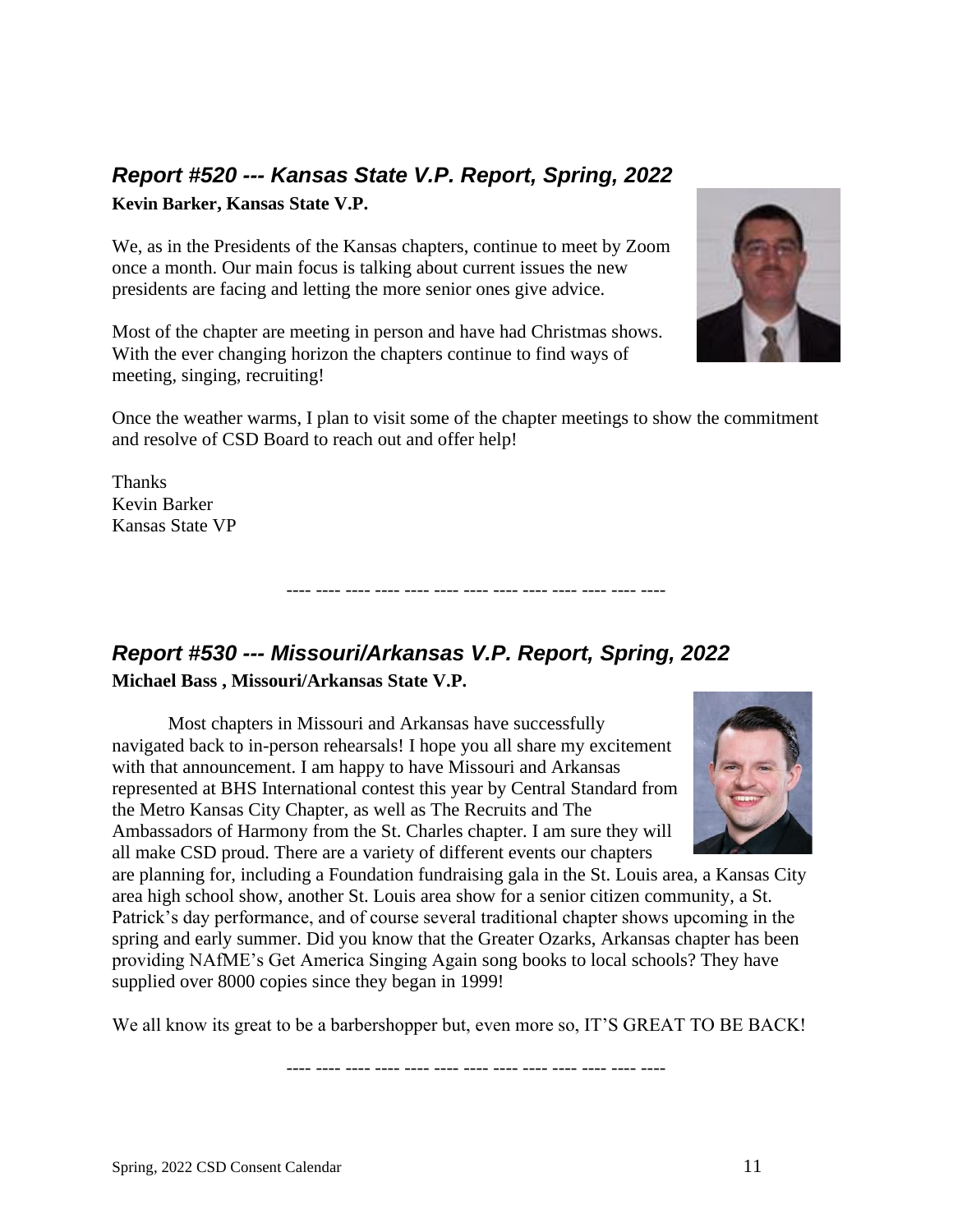## *Report #520 --- Kansas State V.P. Report, Spring, 2022*

**Kevin Barker, Kansas State V.P.**

We, as in the Presidents of the Kansas chapters, continue to meet by Zoom once a month. Our main focus is talking about current issues the new presidents are facing and letting the more senior ones give advice.

Most of the chapter are meeting in person and have had Christmas shows. With the ever changing horizon the chapters continue to find ways of meeting, singing, recruiting!

Once the weather warms, I plan to visit some of the chapter meetings to show the commitment and resolve of CSD Board to reach out and offer help!

Thanks
Kevin Barker
Kansas State VP

---- ---- ---- ---- ---- ---- ---- ---- ---- ---- ---- ---- ----

## *Report #530 --- Missouri/Arkansas V.P. Report, Spring, 2022*

**Michael Bass , Missouri/Arkansas State V.P.**

Most chapters in Missouri and Arkansas have successfully navigated back to in-person rehearsals! I hope you all share my excitement with that announcement. I am happy to have Missouri and Arkansas represented at BHS International contest this year by Central Standard from the Metro Kansas City Chapter, as well as The Recruits and The Ambassadors of Harmony from the St. Charles chapter. I am sure they will all make CSD proud. There are a variety of different events our chapters are planning for, including a Foundation fundraising gala in the St. Louis area, a Kansas City area high school show, another St. Louis area show for a senior citizen community, a St. Patrick's day performance, and of course several traditional chapter shows upcoming in the spring and early summer. Did you know that the Greater Ozarks, Arkansas chapter has been providing NAfME's Get America Singing Again song books to local schools? They have supplied over 8000 copies since they began in 1999!

We all know its great to be a barbershopper but, even more so, IT'S GREAT TO BE BACK!

---- ---- ---- ---- ---- ---- ---- ---- ---- ---- ---- ---- ----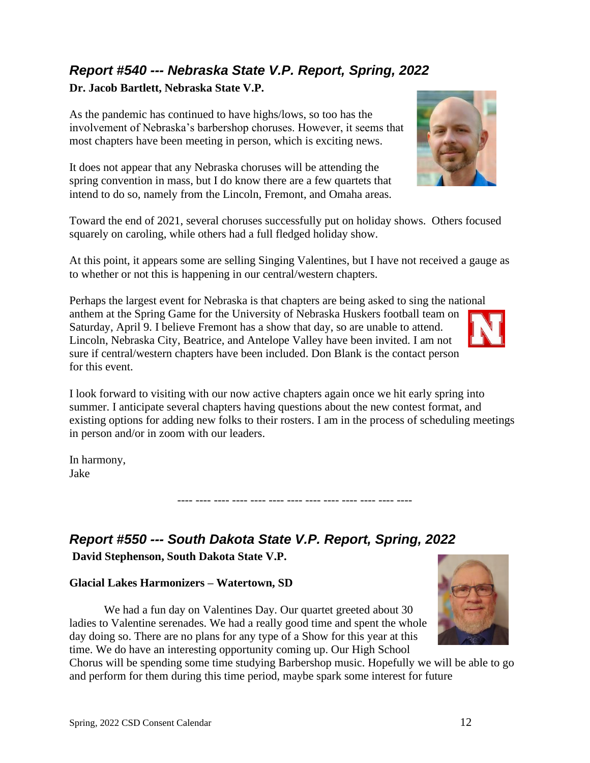## *Report #540 --- Nebraska State V.P. Report, Spring, 2022*

**Dr. Jacob Bartlett, Nebraska State V.P.**

As the pandemic has continued to have highs/lows, so too has the involvement of Nebraska's barbershop choruses. However, it seems that most chapters have been meeting in person, which is exciting news.

It does not appear that any Nebraska choruses will be attending the spring convention in mass, but I do know there are a few quartets that intend to do so, namely from the Lincoln, Fremont, and Omaha areas.

Toward the end of 2021, several choruses successfully put on holiday shows. Others focused squarely on caroling, while others had a full fledged holiday show.

At this point, it appears some are selling Singing Valentines, but I have not received a gauge as to whether or not this is happening in our central/western chapters.

Perhaps the largest event for Nebraska is that chapters are being asked to sing the national anthem at the Spring Game for the University of Nebraska Huskers football team on Saturday, April 9. I believe Fremont has a show that day, so are unable to attend. Lincoln, Nebraska City, Beatrice, and Antelope Valley have been invited. I am not sure if central/western chapters have been included. Don Blank is the contact person for this event.

I look forward to visiting with our now active chapters again once we hit early spring into summer. I anticipate several chapters having questions about the new contest format, and existing options for adding new folks to their rosters. I am in the process of scheduling meetings in person and/or in zoom with our leaders.

In harmony,
Jake

---- ---- ---- ---- ---- ---- ---- ---- ---- ---- ---- ---- ----

## *Report #550 --- South Dakota State V.P. Report, Spring, 2022*

**David Stephenson, South Dakota State V.P.**

**Glacial Lakes Harmonizers – Watertown, SD**

We had a fun day on Valentines Day. Our quartet greeted about 30 ladies to Valentine serenades. We had a really good time and spent the whole day doing so. There are no plans for any type of a Show for this year at this time. We do have an interesting opportunity coming up. Our High School Chorus will be spending some time studying Barbershop music. Hopefully we will be able to go and perform for them during this time period, maybe spark some interest for future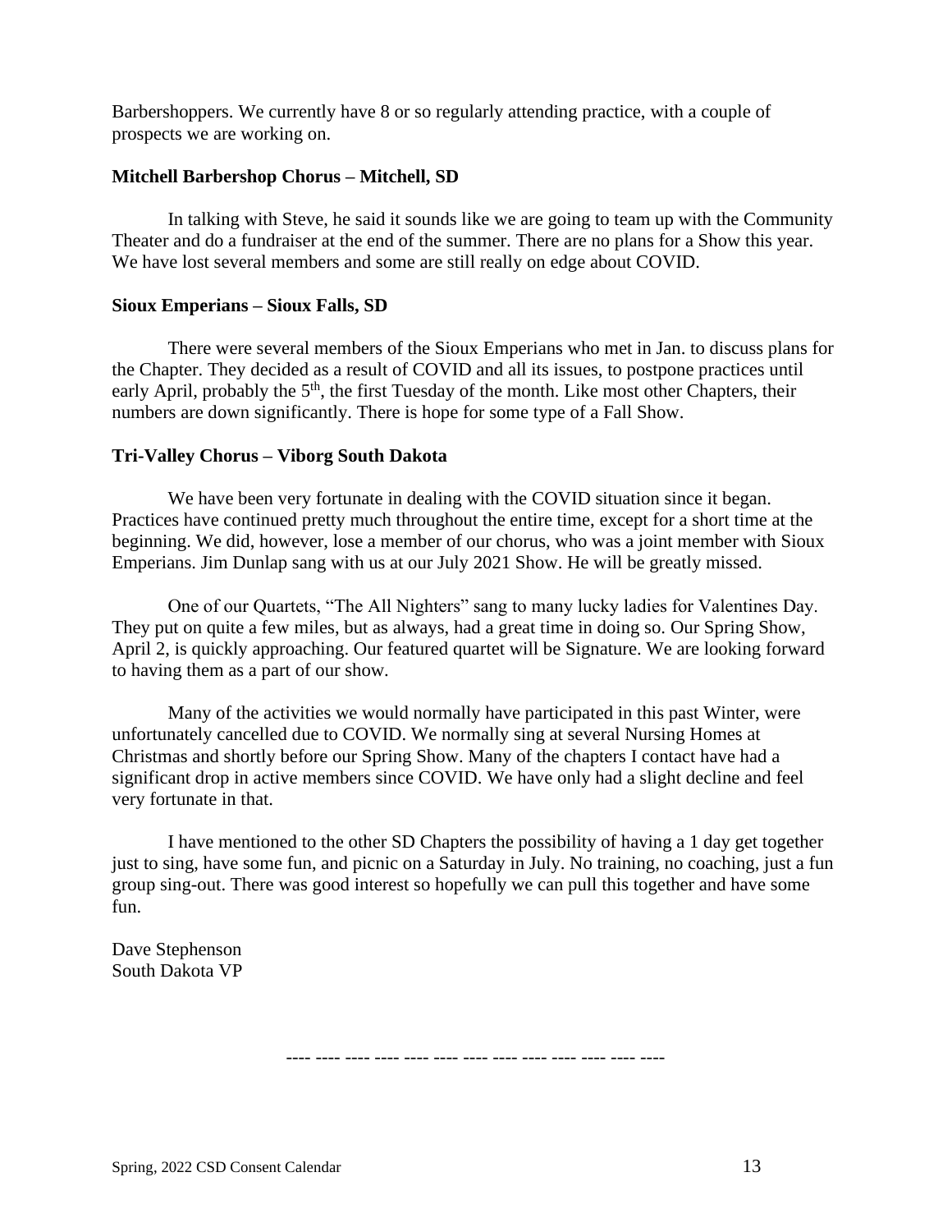Barbershoppers. We currently have 8 or so regularly attending practice, with a couple of prospects we are working on.

**Mitchell Barbershop Chorus – Mitchell, SD**

In talking with Steve, he said it sounds like we are going to team up with the Community Theater and do a fundraiser at the end of the summer. There are no plans for a Show this year. We have lost several members and some are still really on edge about COVID.

**Sioux Emperians – Sioux Falls, SD**

There were several members of the Sioux Emperians who met in Jan. to discuss plans for the Chapter. They decided as a result of COVID and all its issues, to postpone practices until early April, probably the 5th, the first Tuesday of the month. Like most other Chapters, their numbers are down significantly. There is hope for some type of a Fall Show.

**Tri-Valley Chorus – Viborg South Dakota**

We have been very fortunate in dealing with the COVID situation since it began. Practices have continued pretty much throughout the entire time, except for a short time at the beginning. We did, however, lose a member of our chorus, who was a joint member with Sioux Emperians. Jim Dunlap sang with us at our July 2021 Show. He will be greatly missed.

One of our Quartets, "The All Nighters" sang to many lucky ladies for Valentines Day. They put on quite a few miles, but as always, had a great time in doing so. Our Spring Show, April 2, is quickly approaching. Our featured quartet will be Signature. We are looking forward to having them as a part of our show.

Many of the activities we would normally have participated in this past Winter, were unfortunately cancelled due to COVID. We normally sing at several Nursing Homes at Christmas and shortly before our Spring Show. Many of the chapters I contact have had a significant drop in active members since COVID. We have only had a slight decline and feel very fortunate in that.

I have mentioned to the other SD Chapters the possibility of having a 1 day get together just to sing, have some fun, and picnic on a Saturday in July. No training, no coaching, just a fun group sing-out. There was good interest so hopefully we can pull this together and have some fun.

Dave Stephenson
South Dakota VP

---- ---- ---- ---- ---- ---- ---- ---- ---- ---- ---- ---- ----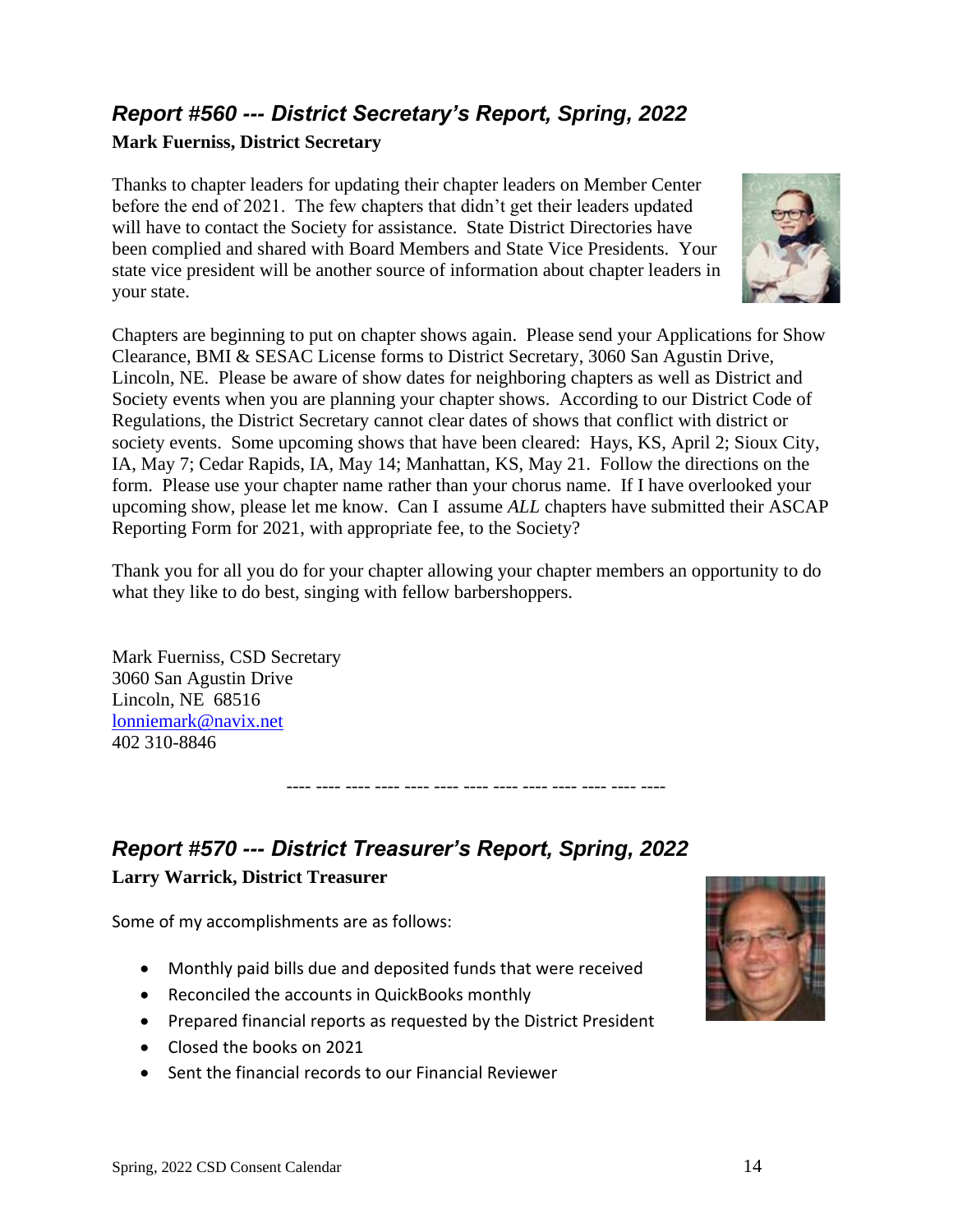## *Report #560 --- District Secretary's Report, Spring, 2022*

**Mark Fuerniss, District Secretary**

Thanks to chapter leaders for updating their chapter leaders on Member Center before the end of 2021. The few chapters that didn't get their leaders updated will have to contact the Society for assistance. State District Directories have been complied and shared with Board Members and State Vice Presidents. Your state vice president will be another source of information about chapter leaders in your state.

Chapters are beginning to put on chapter shows again. Please send your Applications for Show Clearance, BMI & SESAC License forms to District Secretary, 3060 San Agustin Drive, Lincoln, NE. Please be aware of show dates for neighboring chapters as well as District and Society events when you are planning your chapter shows. According to our District Code of Regulations, the District Secretary cannot clear dates of shows that conflict with district or society events. Some upcoming shows that have been cleared: Hays, KS, April 2; Sioux City, IA, May 7; Cedar Rapids, IA, May 14; Manhattan, KS, May 21. Follow the directions on the form. Please use your chapter name rather than your chorus name. If I have overlooked your upcoming show, please let me know. Can I assume *ALL* chapters have submitted their ASCAP Reporting Form for 2021, with appropriate fee, to the Society?

Thank you for all you do for your chapter allowing your chapter members an opportunity to do what they like to do best, singing with fellow barbershoppers.

Mark Fuerniss, CSD Secretary
3060 San Agustin Drive
Lincoln, NE 68516
lonniemark@navix.net
402 310-8846

---- ---- ---- ---- ---- ---- ---- ---- ---- ---- ---- ---- ----

## *Report #570 --- District Treasurer's Report, Spring, 2022*

**Larry Warrick, District Treasurer**

Some of my accomplishments are as follows:

- Monthly paid bills due and deposited funds that were received
- Reconciled the accounts in QuickBooks monthly
- Prepared financial reports as requested by the District President
- Closed the books on 2021
- Sent the financial records to our Financial Reviewer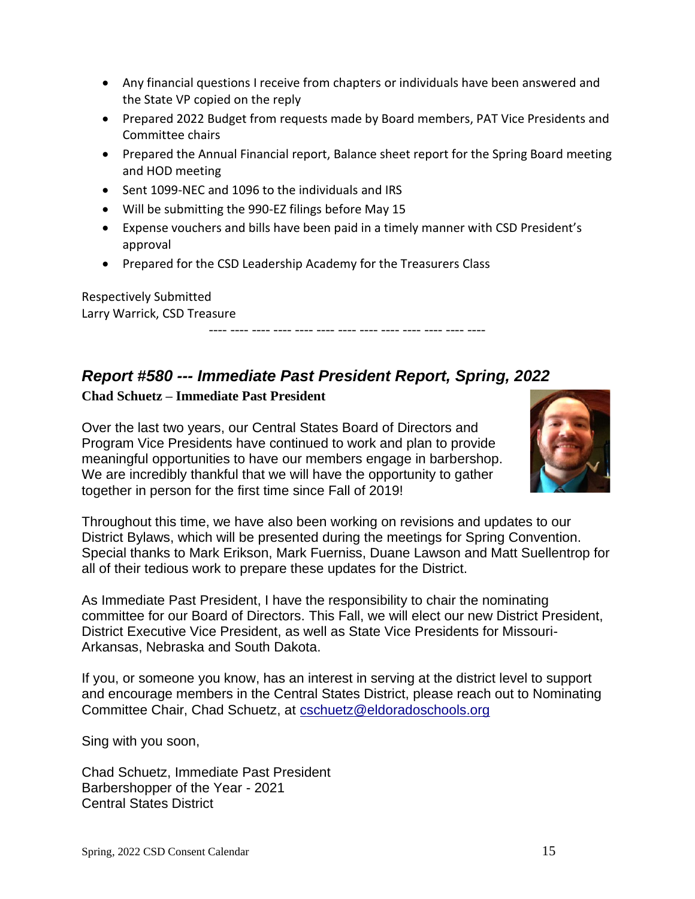- Any financial questions I receive from chapters or individuals have been answered and the State VP copied on the reply
- Prepared 2022 Budget from requests made by Board members, PAT Vice Presidents and Committee chairs
- Prepared the Annual Financial report, Balance sheet report for the Spring Board meeting and HOD meeting
- Sent 1099-NEC and 1096 to the individuals and IRS
- Will be submitting the 990-EZ filings before May 15
- Expense vouchers and bills have been paid in a timely manner with CSD President's approval
- Prepared for the CSD Leadership Academy for the Treasurers Class

Respectively Submitted
Larry Warrick, CSD Treasure

---- ---- ---- ---- ---- ---- ---- ---- ---- ---- ---- ---- ----

## *Report #580 --- Immediate Past President Report, Spring, 2022*

**Chad Schuetz – Immediate Past President**

Over the last two years, our Central States Board of Directors and Program Vice Presidents have continued to work and plan to provide meaningful opportunities to have our members engage in barbershop. We are incredibly thankful that we will have the opportunity to gather together in person for the first time since Fall of 2019!

Throughout this time, we have also been working on revisions and updates to our District Bylaws, which will be presented during the meetings for Spring Convention. Special thanks to Mark Erikson, Mark Fuerniss, Duane Lawson and Matt Suellentrop for all of their tedious work to prepare these updates for the District.

As Immediate Past President, I have the responsibility to chair the nominating committee for our Board of Directors. This Fall, we will elect our new District President, District Executive Vice President, as well as State Vice Presidents for Missouri-Arkansas, Nebraska and South Dakota.

If you, or someone you know, has an interest in serving at the district level to support and encourage members in the Central States District, please reach out to Nominating Committee Chair, Chad Schuetz, at cschuetz@eldoradoschools.org

Sing with you soon,

Chad Schuetz, Immediate Past President
Barbershopper of the Year - 2021
Central States District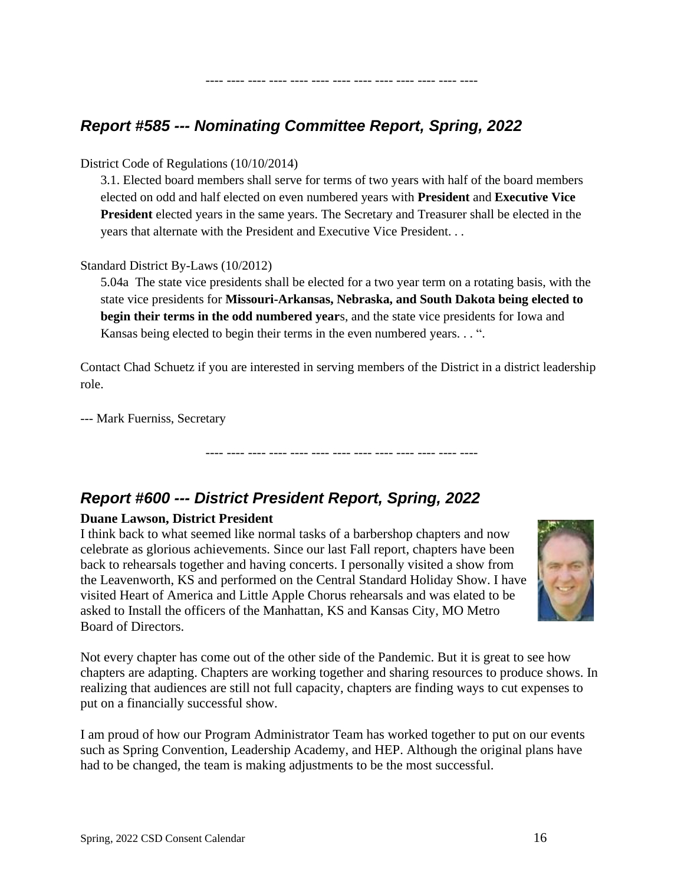---- ---- ---- ---- ---- ---- ---- ---- ---- ---- ---- ---- ----

## *Report #585 --- Nominating Committee Report, Spring, 2022*

District Code of Regulations (10/10/2014)

> 3.1. Elected board members shall serve for terms of two years with half of the board members elected on odd and half elected on even numbered years with **President** and **Executive Vice President** elected years in the same years. The Secretary and Treasurer shall be elected in the years that alternate with the President and Executive Vice President. . .

Standard District By-Laws (10/2012)

> 5.04a The state vice presidents shall be elected for a two year term on a rotating basis, with the state vice presidents for **Missouri-Arkansas, Nebraska, and South Dakota being elected to begin their terms in the odd numbered year**s, and the state vice presidents for Iowa and Kansas being elected to begin their terms in the even numbered years. . . ".

Contact Chad Schuetz if you are interested in serving members of the District in a district leadership role.

--- Mark Fuerniss, Secretary

---- ---- ---- ---- ---- ---- ---- ---- ---- ---- ---- ---- ----

## *Report #600 --- District President Report, Spring, 2022*

**Duane Lawson, District President**

I think back to what seemed like normal tasks of a barbershop chapters and now celebrate as glorious achievements. Since our last Fall report, chapters have been back to rehearsals together and having concerts. I personally visited a show from the Leavenworth, KS and performed on the Central Standard Holiday Show. I have visited Heart of America and Little Apple Chorus rehearsals and was elated to be asked to Install the officers of the Manhattan, KS and Kansas City, MO Metro Board of Directors.

Not every chapter has come out of the other side of the Pandemic. But it is great to see how chapters are adapting. Chapters are working together and sharing resources to produce shows. In realizing that audiences are still not full capacity, chapters are finding ways to cut expenses to put on a financially successful show.

I am proud of how our Program Administrator Team has worked together to put on our events such as Spring Convention, Leadership Academy, and HEP. Although the original plans have had to be changed, the team is making adjustments to be the most successful.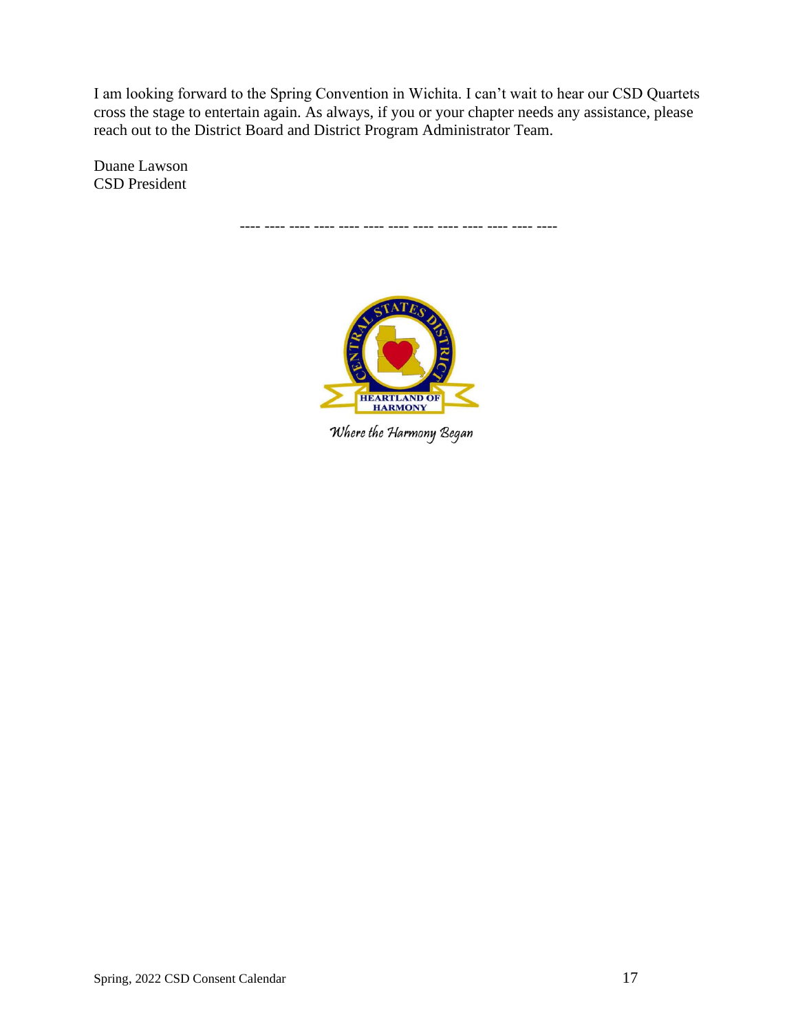I am looking forward to the Spring Convention in Wichita. I can't wait to hear our CSD Quartets cross the stage to entertain again. As always, if you or your chapter needs any assistance, please reach out to the District Board and District Program Administrator Team.

Duane Lawson
CSD President

---- ---- ---- ---- ---- ---- ---- ---- ---- ---- ---- ---- ----